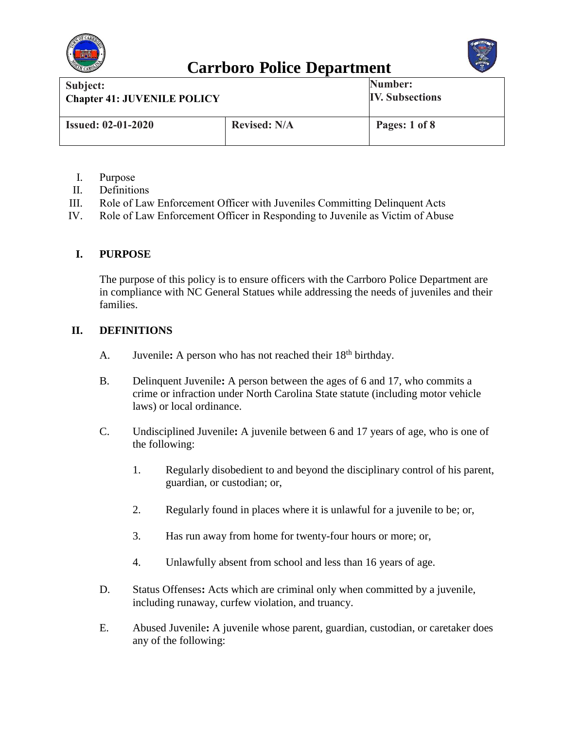# Carrboro Police Department

| Subject: Chapter 41: JUVENILE POLICY | | Number: IV. Subsections |
|---|---|---|
| Issued: 02-01-2020 | Revised: N/A | Pages: 1 of 8 |

I. Purpose
II. Definitions
III. Role of Law Enforcement Officer with Juveniles Committing Delinquent Acts
IV. Role of Law Enforcement Officer in Responding to Juvenile as Victim of Abuse

## I. PURPOSE

The purpose of this policy is to ensure officers with the Carrboro Police Department are in compliance with NC General Statues while addressing the needs of juveniles and their families.

## II. DEFINITIONS

A. Juvenile**:** A person who has not reached their 18th birthday.

B. Delinquent Juvenile**:** A person between the ages of 6 and 17, who commits a crime or infraction under North Carolina State statute (including motor vehicle laws) or local ordinance.

C. Undisciplined Juvenile**:** A juvenile between 6 and 17 years of age, who is one of the following:

1. Regularly disobedient to and beyond the disciplinary control of his parent, guardian, or custodian; or,

2. Regularly found in places where it is unlawful for a juvenile to be; or,

3. Has run away from home for twenty-four hours or more; or,

4. Unlawfully absent from school and less than 16 years of age.

D. Status Offenses**:** Acts which are criminal only when committed by a juvenile, including runaway, curfew violation, and truancy.

E. Abused Juvenile**:** A juvenile whose parent, guardian, custodian, or caretaker does any of the following: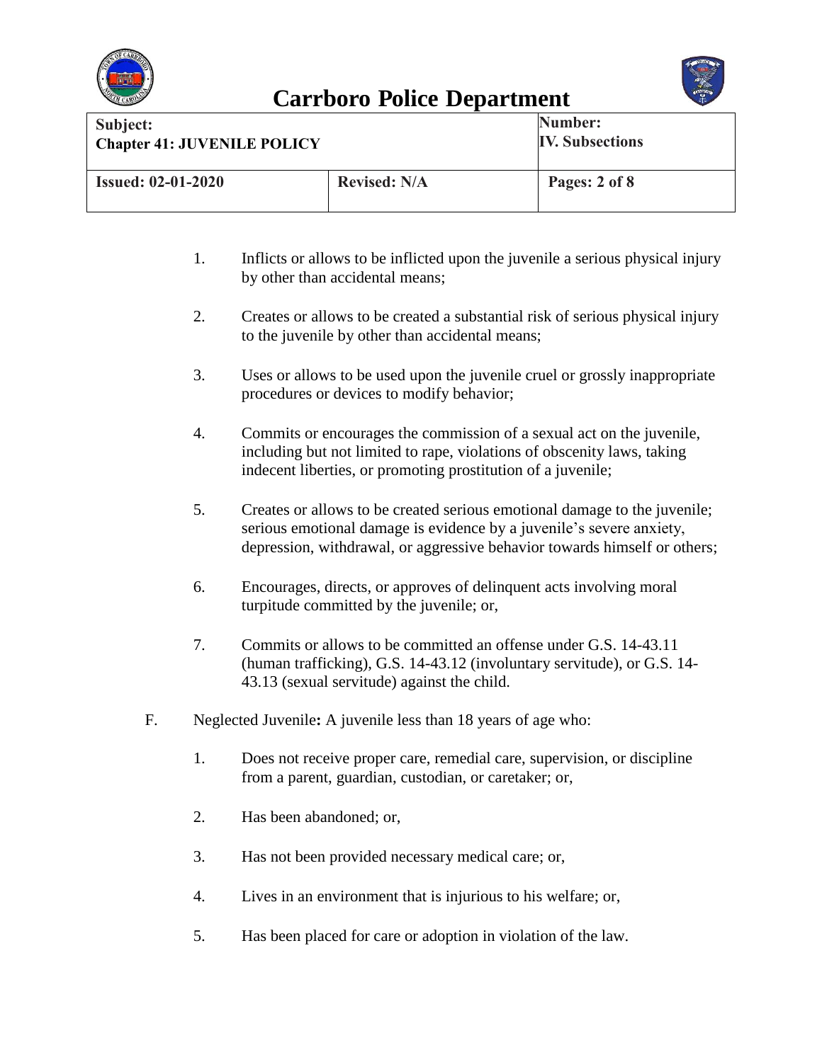1. Inflicts or allows to be inflicted upon the juvenile a serious physical injury by other than accidental means;

2. Creates or allows to be created a substantial risk of serious physical injury to the juvenile by other than accidental means;

3. Uses or allows to be used upon the juvenile cruel or grossly inappropriate procedures or devices to modify behavior;

4. Commits or encourages the commission of a sexual act on the juvenile, including but not limited to rape, violations of obscenity laws, taking indecent liberties, or promoting prostitution of a juvenile;

5. Creates or allows to be created serious emotional damage to the juvenile; serious emotional damage is evidence by a juvenile's severe anxiety, depression, withdrawal, or aggressive behavior towards himself or others;

6. Encourages, directs, or approves of delinquent acts involving moral turpitude committed by the juvenile; or,

7. Commits or allows to be committed an offense under G.S. 14-43.11 (human trafficking), G.S. 14-43.12 (involuntary servitude), or G.S. 14-43.13 (sexual servitude) against the child.

F. Neglected Juvenile**:** A juvenile less than 18 years of age who:

   1. Does not receive proper care, remedial care, supervision, or discipline from a parent, guardian, custodian, or caretaker; or,

   2. Has been abandoned; or,

   3. Has not been provided necessary medical care; or,

   4. Lives in an environment that is injurious to his welfare; or,

   5. Has been placed for care or adoption in violation of the law.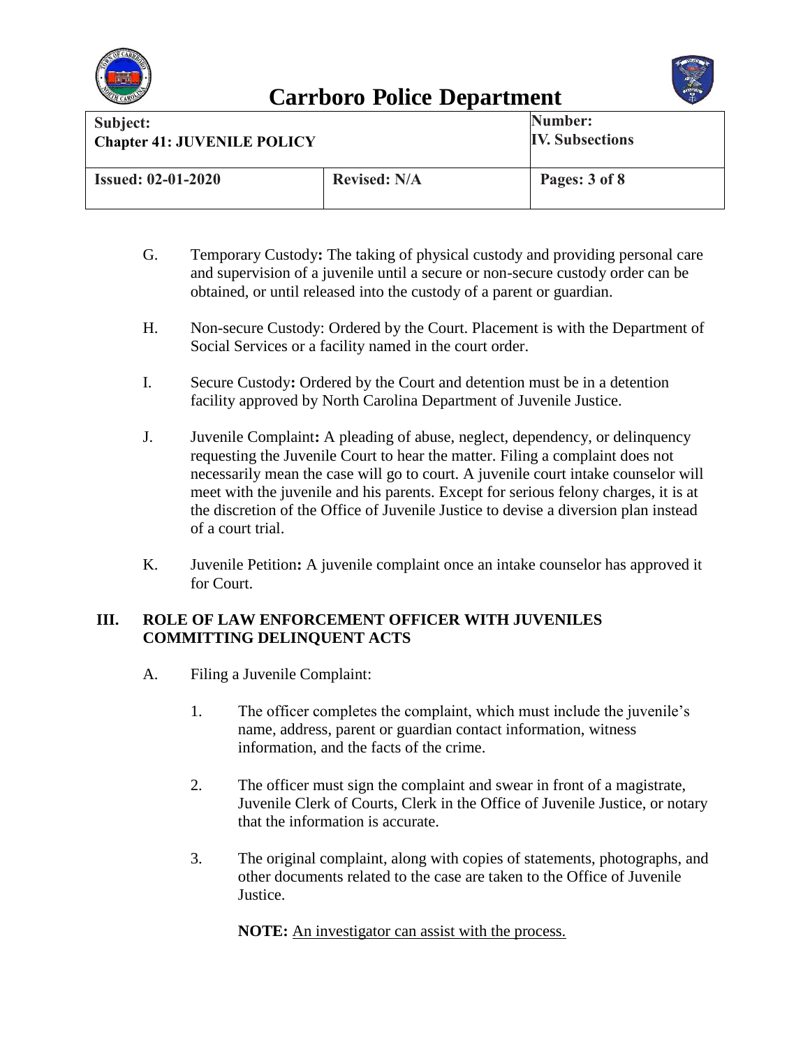G. Temporary Custody**:** The taking of physical custody and providing personal care and supervision of a juvenile until a secure or non-secure custody order can be obtained, or until released into the custody of a parent or guardian.

H. Non-secure Custody: Ordered by the Court. Placement is with the Department of Social Services or a facility named in the court order.

I. Secure Custody**:** Ordered by the Court and detention must be in a detention facility approved by North Carolina Department of Juvenile Justice.

J. Juvenile Complaint**:** A pleading of abuse, neglect, dependency, or delinquency requesting the Juvenile Court to hear the matter. Filing a complaint does not necessarily mean the case will go to court. A juvenile court intake counselor will meet with the juvenile and his parents. Except for serious felony charges, it is at the discretion of the Office of Juvenile Justice to devise a diversion plan instead of a court trial.

K. Juvenile Petition**:** A juvenile complaint once an intake counselor has approved it for Court.

## III. ROLE OF LAW ENFORCEMENT OFFICER WITH JUVENILES COMMITTING DELINQUENT ACTS

A. Filing a Juvenile Complaint:

1. The officer completes the complaint, which must include the juvenile's name, address, parent or guardian contact information, witness information, and the facts of the crime.

2. The officer must sign the complaint and swear in front of a magistrate, Juvenile Clerk of Courts, Clerk in the Office of Juvenile Justice, or notary that the information is accurate.

3. The original complaint, along with copies of statements, photographs, and other documents related to the case are taken to the Office of Juvenile Justice.

**NOTE:** <u>An investigator can assist with the process.</u>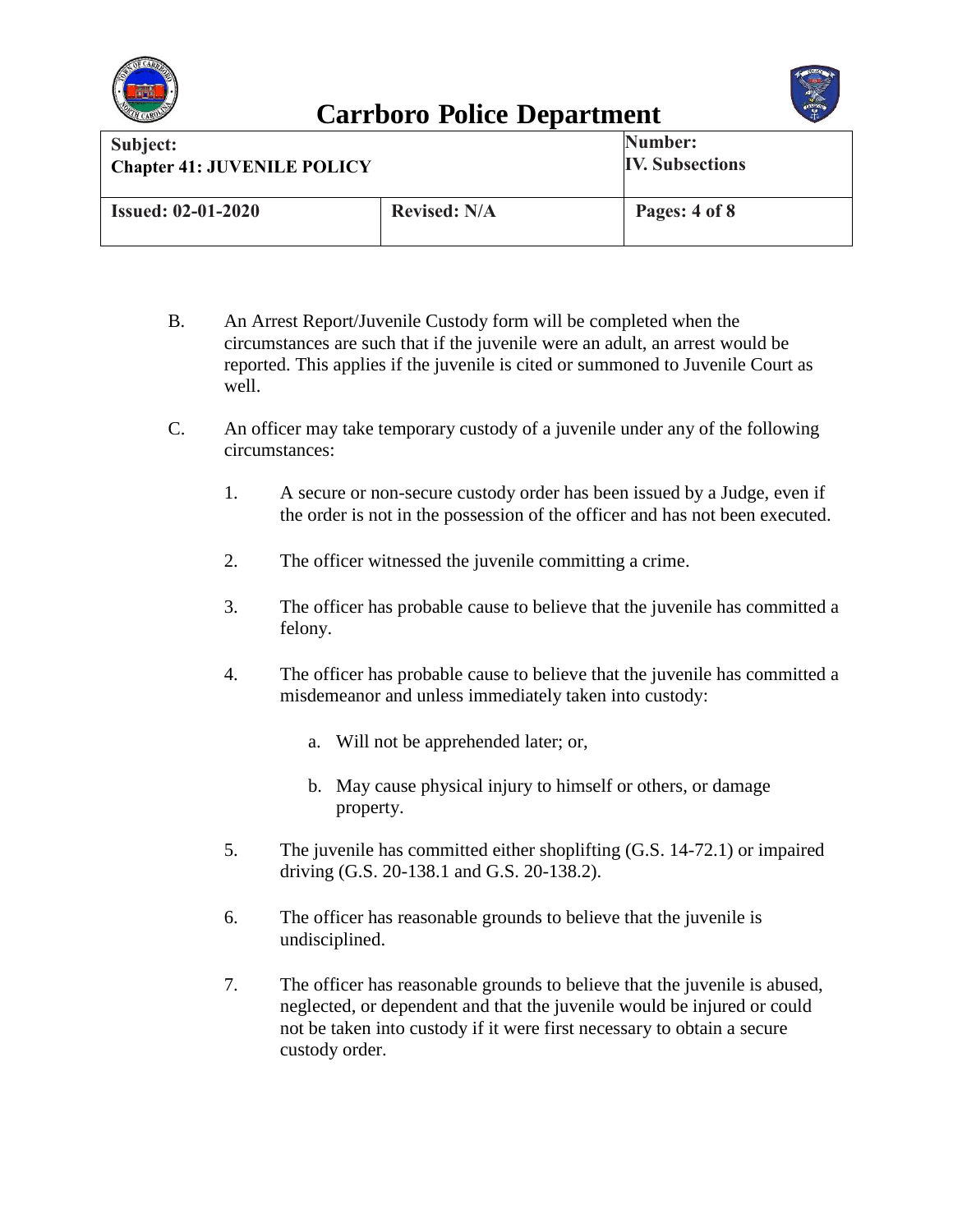B. An Arrest Report/Juvenile Custody form will be completed when the circumstances are such that if the juvenile were an adult, an arrest would be reported. This applies if the juvenile is cited or summoned to Juvenile Court as well.

C. An officer may take temporary custody of a juvenile under any of the following circumstances:

   1. A secure or non-secure custody order has been issued by a Judge, even if the order is not in the possession of the officer and has not been executed.

   2. The officer witnessed the juvenile committing a crime.

   3. The officer has probable cause to believe that the juvenile has committed a felony.

   4. The officer has probable cause to believe that the juvenile has committed a misdemeanor and unless immediately taken into custody:

      a. Will not be apprehended later; or,

      b. May cause physical injury to himself or others, or damage property.

   5. The juvenile has committed either shoplifting (G.S. 14-72.1) or impaired driving (G.S. 20-138.1 and G.S. 20-138.2).

   6. The officer has reasonable grounds to believe that the juvenile is undisciplined.

   7. The officer has reasonable grounds to believe that the juvenile is abused, neglected, or dependent and that the juvenile would be injured or could not be taken into custody if it were first necessary to obtain a secure custody order.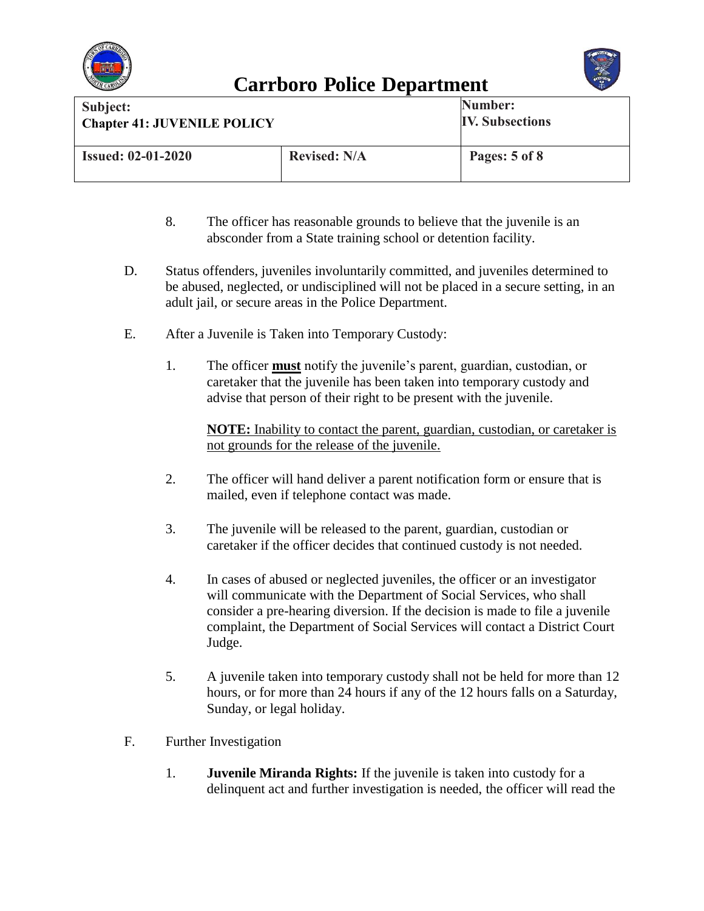8. The officer has reasonable grounds to believe that the juvenile is an absconder from a State training school or detention facility.

D. Status offenders, juveniles involuntarily committed, and juveniles determined to be abused, neglected, or undisciplined will not be placed in a secure setting, in an adult jail, or secure areas in the Police Department.

E. After a Juvenile is Taken into Temporary Custody:

1. The officer **must** notify the juvenile's parent, guardian, custodian, or caretaker that the juvenile has been taken into temporary custody and advise that person of their right to be present with the juvenile.

   **NOTE:** Inability to contact the parent, guardian, custodian, or caretaker is not grounds for the release of the juvenile.

2. The officer will hand deliver a parent notification form or ensure that is mailed, even if telephone contact was made.

3. The juvenile will be released to the parent, guardian, custodian or caretaker if the officer decides that continued custody is not needed.

4. In cases of abused or neglected juveniles, the officer or an investigator will communicate with the Department of Social Services, who shall consider a pre-hearing diversion. If the decision is made to file a juvenile complaint, the Department of Social Services will contact a District Court Judge.

5. A juvenile taken into temporary custody shall not be held for more than 12 hours, or for more than 24 hours if any of the 12 hours falls on a Saturday, Sunday, or legal holiday.

F. Further Investigation

1. **Juvenile Miranda Rights:** If the juvenile is taken into custody for a delinquent act and further investigation is needed, the officer will read the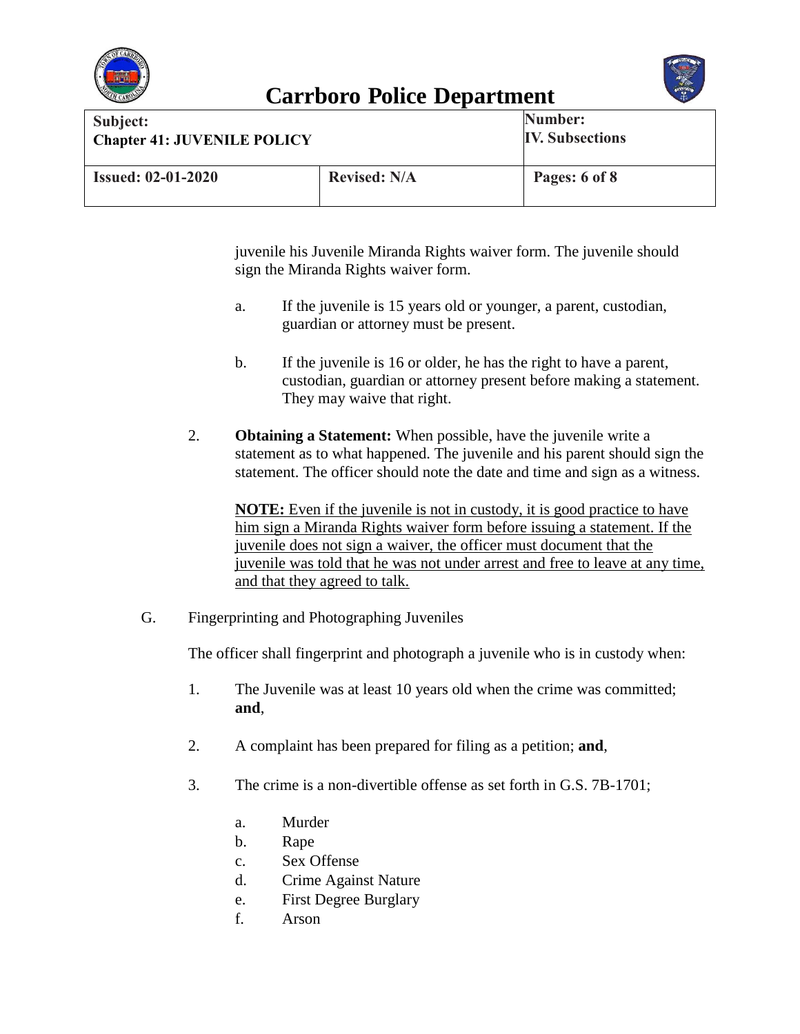juvenile his Juvenile Miranda Rights waiver form. The juvenile should sign the Miranda Rights waiver form.

a. If the juvenile is 15 years old or younger, a parent, custodian, guardian or attorney must be present.

b. If the juvenile is 16 or older, he has the right to have a parent, custodian, guardian or attorney present before making a statement. They may waive that right.

2. **Obtaining a Statement:** When possible, have the juvenile write a statement as to what happened. The juvenile and his parent should sign the statement. The officer should note the date and time and sign as a witness.

<u>**NOTE:** Even if the juvenile is not in custody, it is good practice to have him sign a Miranda Rights waiver form before issuing a statement. If the juvenile does not sign a waiver, the officer must document that the juvenile was told that he was not under arrest and free to leave at any time, and that they agreed to talk.</u>

G. Fingerprinting and Photographing Juveniles

The officer shall fingerprint and photograph a juvenile who is in custody when:

1. The Juvenile was at least 10 years old when the crime was committed; **and**,

2. A complaint has been prepared for filing as a petition; **and**,

3. The crime is a non-divertible offense as set forth in G.S. 7B-1701;

   a. Murder
   b. Rape
   c. Sex Offense
   d. Crime Against Nature
   e. First Degree Burglary
   f. Arson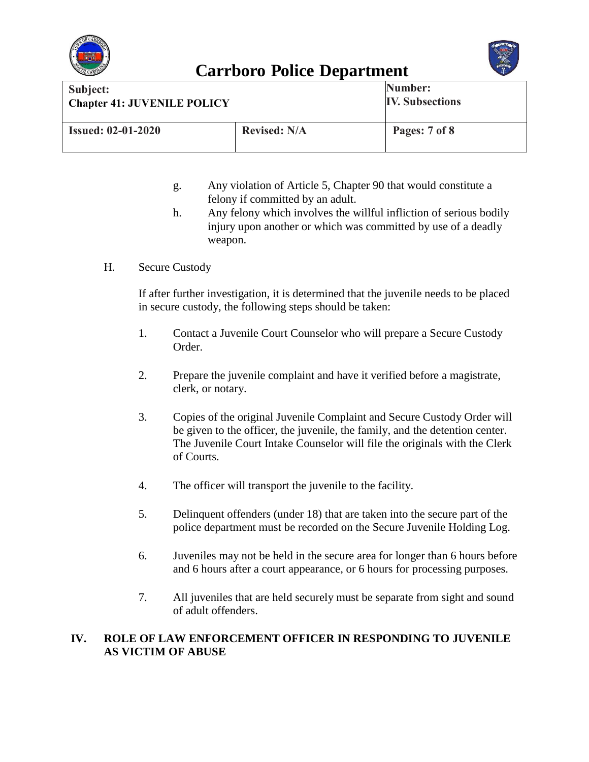g. Any violation of Article 5, Chapter 90 that would constitute a felony if committed by an adult.

h. Any felony which involves the willful infliction of serious bodily injury upon another or which was committed by use of a deadly weapon.

H. Secure Custody

If after further investigation, it is determined that the juvenile needs to be placed in secure custody, the following steps should be taken:

1. Contact a Juvenile Court Counselor who will prepare a Secure Custody Order.

2. Prepare the juvenile complaint and have it verified before a magistrate, clerk, or notary.

3. Copies of the original Juvenile Complaint and Secure Custody Order will be given to the officer, the juvenile, the family, and the detention center. The Juvenile Court Intake Counselor will file the originals with the Clerk of Courts.

4. The officer will transport the juvenile to the facility.

5. Delinquent offenders (under 18) that are taken into the secure part of the police department must be recorded on the Secure Juvenile Holding Log.

6. Juveniles may not be held in the secure area for longer than 6 hours before and 6 hours after a court appearance, or 6 hours for processing purposes.

7. All juveniles that are held securely must be separate from sight and sound of adult offenders.

## IV. ROLE OF LAW ENFORCEMENT OFFICER IN RESPONDING TO JUVENILE AS VICTIM OF ABUSE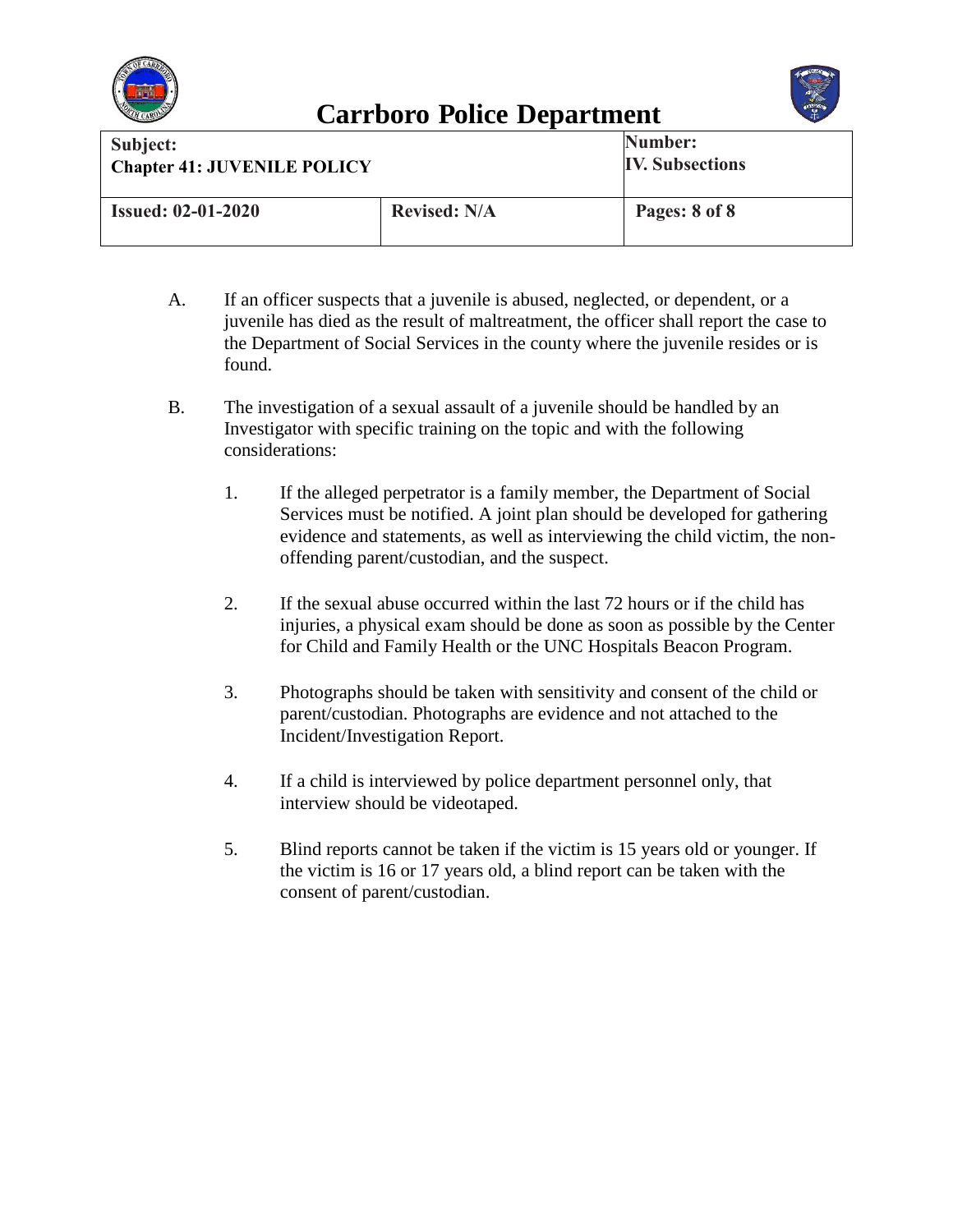A. If an officer suspects that a juvenile is abused, neglected, or dependent, or a juvenile has died as the result of maltreatment, the officer shall report the case to the Department of Social Services in the county where the juvenile resides or is found.

B. The investigation of a sexual assault of a juvenile should be handled by an Investigator with specific training on the topic and with the following considerations:

   1. If the alleged perpetrator is a family member, the Department of Social Services must be notified. A joint plan should be developed for gathering evidence and statements, as well as interviewing the child victim, the non-offending parent/custodian, and the suspect.

   2. If the sexual abuse occurred within the last 72 hours or if the child has injuries, a physical exam should be done as soon as possible by the Center for Child and Family Health or the UNC Hospitals Beacon Program.

   3. Photographs should be taken with sensitivity and consent of the child or parent/custodian. Photographs are evidence and not attached to the Incident/Investigation Report.

   4. If a child is interviewed by police department personnel only, that interview should be videotaped.

   5. Blind reports cannot be taken if the victim is 15 years old or younger. If the victim is 16 or 17 years old, a blind report can be taken with the consent of parent/custodian.